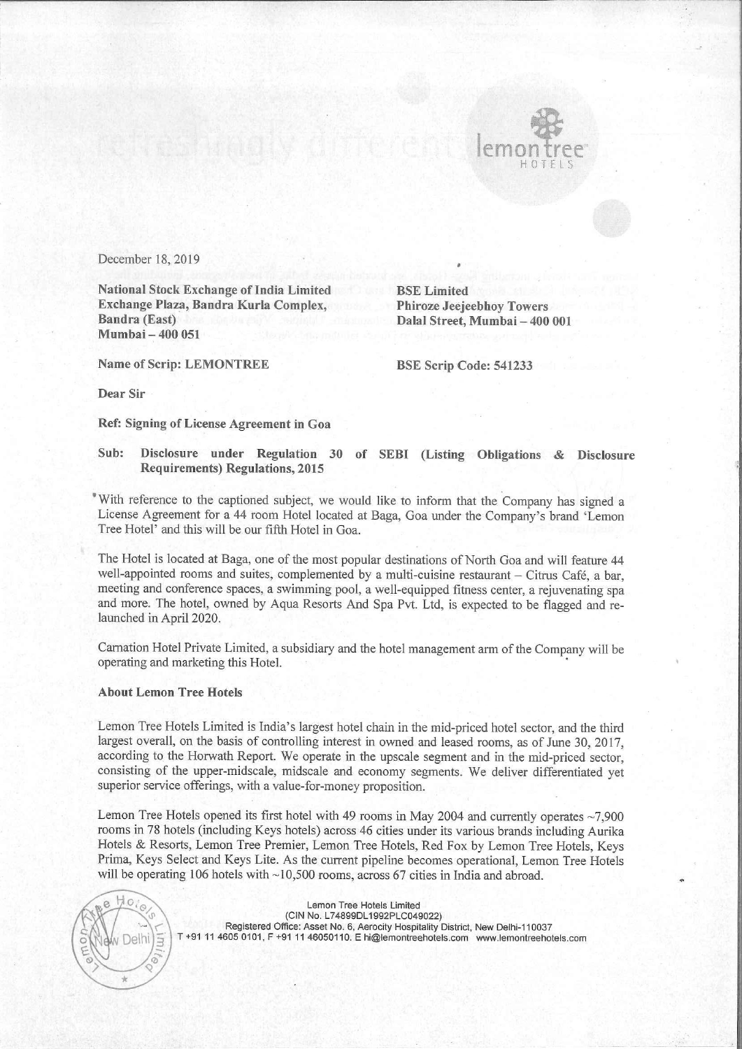December 18, 2019

| National Stock Exchange of India Limited | BSE Limited |
|---|---|
| Exchange Plaza, Bandra Kurla Complex, | Phiroze Jeejeebhoy Towers |
| Bandra (East) | Dalal Street, Mumbai – 400 001 |
| Mumbai – 400 051 | |
| Name of Scrip: LEMONTREE | BSE Scrip Code: 541233 |

Dear Sir

**Ref: Signing of License Agreement in Goa**

**Sub: Disclosure under Regulation 30 of SEBI (Listing Obligations & Disclosure Requirements) Regulations, 2015**

With reference to the captioned subject, we would like to inform that the Company has signed a License Agreement for a 44 room Hotel located at Baga, Goa under the Company's brand 'Lemon Tree Hotel' and this will be our fifth Hotel in Goa.

The Hotel is located at Baga, one of the most popular destinations of North Goa and will feature 44 well-appointed rooms and suites, complemented by a multi-cuisine restaurant – Citrus Café, a bar, meeting and conference spaces, a swimming pool, a well-equipped fitness center, a rejuvenating spa and more. The hotel, owned by Aqua Resorts And Spa Pvt. Ltd, is expected to be flagged and re-launched in April 2020.

Carnation Hotel Private Limited, a subsidiary and the hotel management arm of the Company will be operating and marketing this Hotel.

**About Lemon Tree Hotels**

Lemon Tree Hotels Limited is India's largest hotel chain in the mid-priced hotel sector, and the third largest overall, on the basis of controlling interest in owned and leased rooms, as of June 30, 2017, according to the Horwath Report. We operate in the upscale segment and in the mid-priced sector, consisting of the upper-midscale, midscale and economy segments. We deliver differentiated yet superior service offerings, with a value-for-money proposition.

Lemon Tree Hotels opened its first hotel with 49 rooms in May 2004 and currently operates ~7,900 rooms in 78 hotels (including Keys hotels) across 46 cities under its various brands including Aurika Hotels & Resorts, Lemon Tree Premier, Lemon Tree Hotels, Red Fox by Lemon Tree Hotels, Keys Prima, Keys Select and Keys Lite. As the current pipeline becomes operational, Lemon Tree Hotels will be operating 106 hotels with ~10,500 rooms, across 67 cities in India and abroad.

Lemon Tree Hotels Limited
(CIN No. L74899DL1992PLC049022)
Registered Office: Asset No. 6, Aerocity Hospitality District, New Delhi-110037
T +91 11 4605 0101, F +91 11 46050110. E hi@lemontreehotels.com www.lemontreehotels.com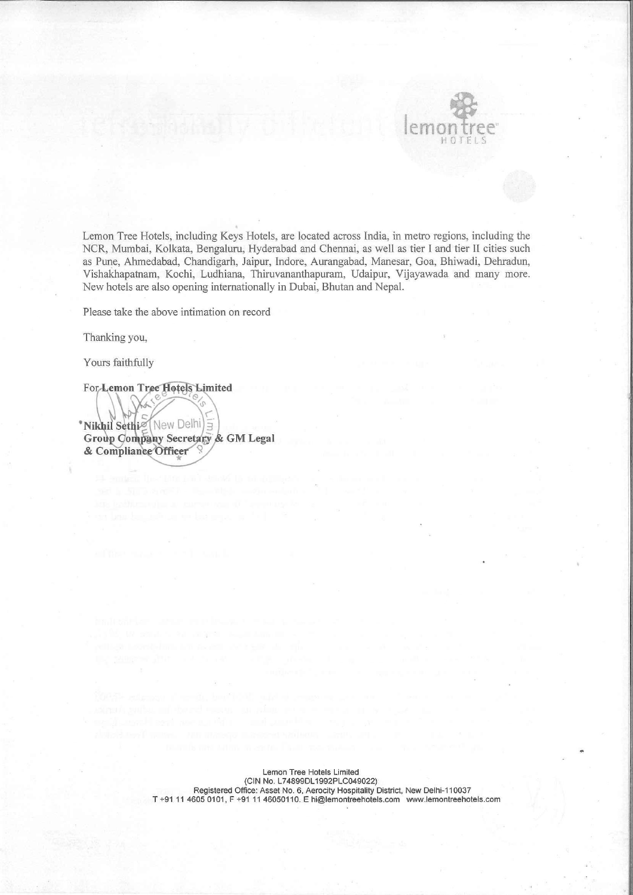Lemon Tree Hotels, including Keys Hotels, are located across India, in metro regions, including the NCR, Mumbai, Kolkata, Bengaluru, Hyderabad and Chennai, as well as tier I and tier II cities such as Pune, Ahmedabad, Chandigarh, Jaipur, Indore, Aurangabad, Manesar, Goa, Bhiwadi, Dehradun, Vishakhapatnam, Kochi, Ludhiana, Thiruvananthapuram, Udaipur, Vijayawada and many more. New hotels are also opening internationally in Dubai, Bhutan and Nepal.

Please take the above intimation on record

Thanking you,

Yours faithfully

**For Lemon Tree Hotels Limited**

**Nikhil Sethi**
**Group Company Secretary & GM Legal**
**& Compliance Officer**

Lemon Tree Hotels Limited
(CIN No. L74899DL1992PLC049022)
Registered Office: Asset No. 6, Aerocity Hospitality District, New Delhi-110037
T +91 11 4605 0101, F +91 11 46050110. E hi@lemontreehotels.com www.lemontreehotels.com